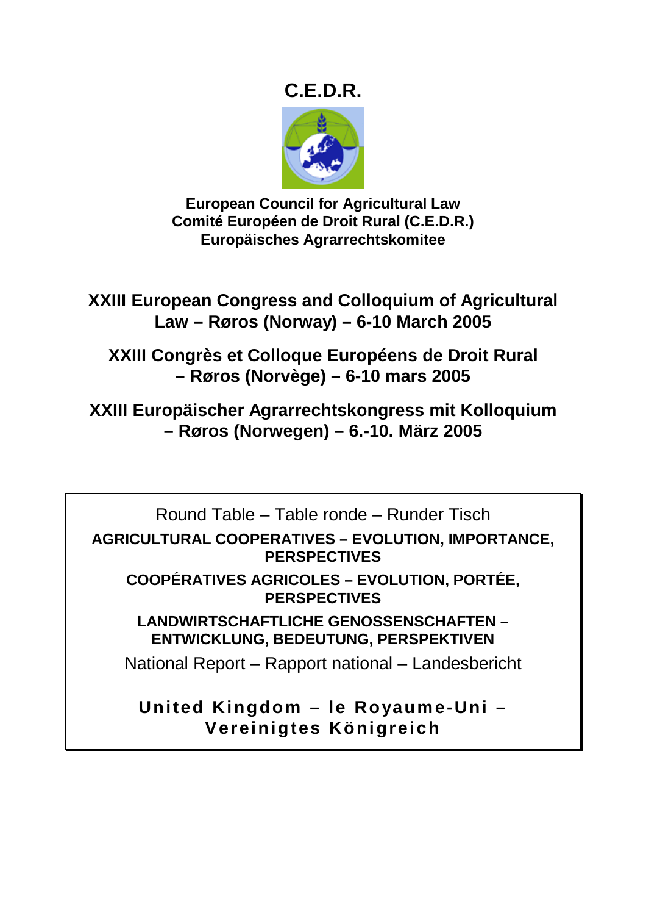# C.E.D.R.

**European Council for Agricultural Law**
**Comité Européen de Droit Rural (C.E.D.R.)**
**Europäisches Agrarrechtskomitee**

## XXIII European Congress and Colloquium of Agricultural Law – Røros (Norway) – 6-10 March 2005

## XXIII Congrès et Colloque Européens de Droit Rural – Røros (Norvège) – 6-10 mars 2005

## XXIII Europäischer Agrarrechtskongress mit Kolloquium – Røros (Norwegen) – 6.-10. März 2005

Round Table – Table ronde – Runder Tisch

**AGRICULTURAL COOPERATIVES – EVOLUTION, IMPORTANCE, PERSPECTIVES**

**COOPÉRATIVES AGRICOLES – EVOLUTION, PORTÉE, PERSPECTIVES**

**LANDWIRTSCHAFTLICHE GENOSSENSCHAFTEN – ENTWICKLUNG, BEDEUTUNG, PERSPEKTIVEN**

National Report – Rapport national – Landesbericht

**United Kingdom – le Royaume-Uni – Vereinigtes Königreich**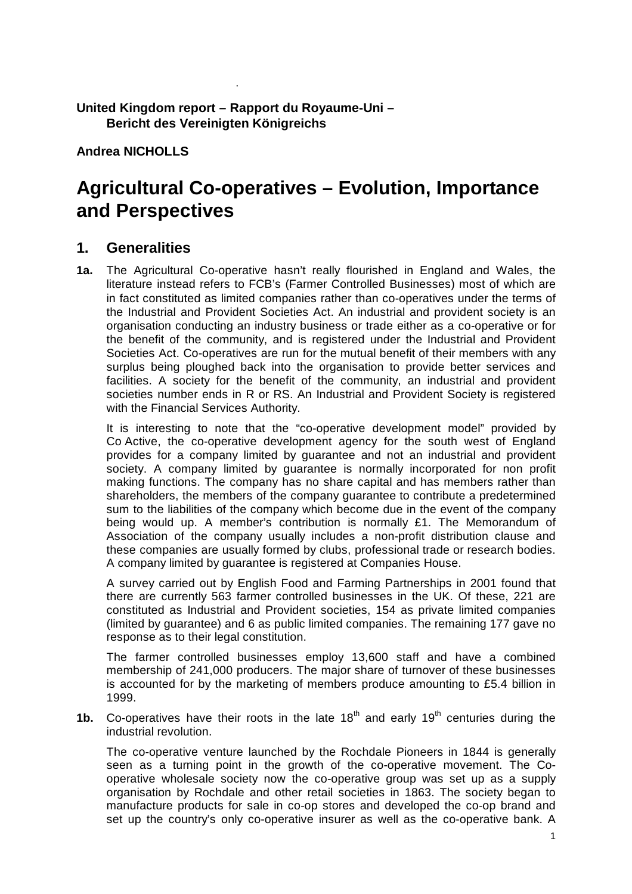**United Kingdom report – Rapport du Royaume-Uni – Bericht des Vereinigten Königreichs**

**Andrea NICHOLLS**

# Agricultural Co-operatives – Evolution, Importance and Perspectives

## 1. Generalities

**1a.** The Agricultural Co-operative hasn't really flourished in England and Wales, the literature instead refers to FCB's (Farmer Controlled Businesses) most of which are in fact constituted as limited companies rather than co-operatives under the terms of the Industrial and Provident Societies Act. An industrial and provident society is an organisation conducting an industry business or trade either as a co-operative or for the benefit of the community, and is registered under the Industrial and Provident Societies Act. Co-operatives are run for the mutual benefit of their members with any surplus being ploughed back into the organisation to provide better services and facilities. A society for the benefit of the community, an industrial and provident societies number ends in R or RS. An Industrial and Provident Society is registered with the Financial Services Authority.

It is interesting to note that the "co-operative development model" provided by Co Active, the co-operative development agency for the south west of England provides for a company limited by guarantee and not an industrial and provident society. A company limited by guarantee is normally incorporated for non profit making functions. The company has no share capital and has members rather than shareholders, the members of the company guarantee to contribute a predetermined sum to the liabilities of the company which become due in the event of the company being would up. A member's contribution is normally £1. The Memorandum of Association of the company usually includes a non-profit distribution clause and these companies are usually formed by clubs, professional trade or research bodies. A company limited by guarantee is registered at Companies House.

A survey carried out by English Food and Farming Partnerships in 2001 found that there are currently 563 farmer controlled businesses in the UK. Of these, 221 are constituted as Industrial and Provident societies, 154 as private limited companies (limited by guarantee) and 6 as public limited companies. The remaining 177 gave no response as to their legal constitution.

The farmer controlled businesses employ 13,600 staff and have a combined membership of 241,000 producers. The major share of turnover of these businesses is accounted for by the marketing of members produce amounting to £5.4 billion in 1999.

**1b.** Co-operatives have their roots in the late 18th and early 19th centuries during the industrial revolution.

The co-operative venture launched by the Rochdale Pioneers in 1844 is generally seen as a turning point in the growth of the co-operative movement. The Co-operative wholesale society now the co-operative group was set up as a supply organisation by Rochdale and other retail societies in 1863. The society began to manufacture products for sale in co-op stores and developed the co-op brand and set up the country's only co-operative insurer as well as the co-operative bank. A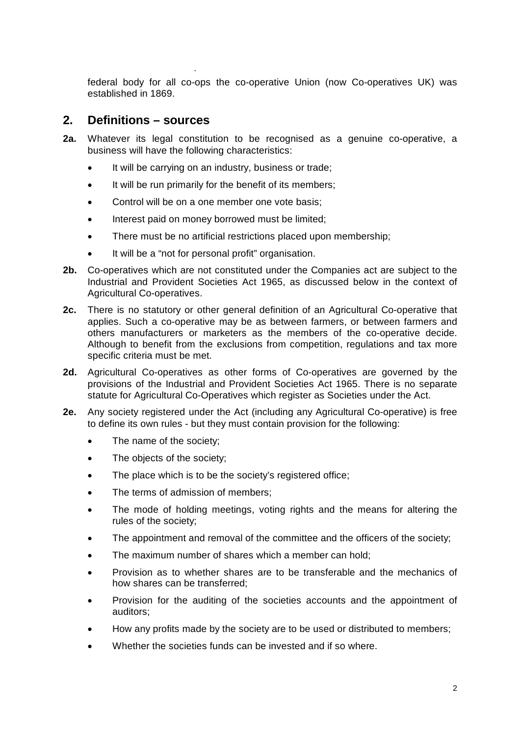federal body for all co-ops the co-operative Union (now Co-operatives UK) was established in 1869.

## 2. Definitions – sources

**2a.** Whatever its legal constitution to be recognised as a genuine co-operative, a business will have the following characteristics:

- It will be carrying on an industry, business or trade;
- It will be run primarily for the benefit of its members;
- Control will be on a one member one vote basis;
- Interest paid on money borrowed must be limited;
- There must be no artificial restrictions placed upon membership;
- It will be a "not for personal profit" organisation.

**2b.** Co-operatives which are not constituted under the Companies act are subject to the Industrial and Provident Societies Act 1965, as discussed below in the context of Agricultural Co-operatives.

**2c.** There is no statutory or other general definition of an Agricultural Co-operative that applies. Such a co-operative may be as between farmers, or between farmers and others manufacturers or marketers as the members of the co-operative decide. Although to benefit from the exclusions from competition, regulations and tax more specific criteria must be met.

**2d.** Agricultural Co-operatives as other forms of Co-operatives are governed by the provisions of the Industrial and Provident Societies Act 1965. There is no separate statute for Agricultural Co-Operatives which register as Societies under the Act.

**2e.** Any society registered under the Act (including any Agricultural Co-operative) is free to define its own rules - but they must contain provision for the following:

- The name of the society;
- The objects of the society;
- The place which is to be the society's registered office;
- The terms of admission of members;
- The mode of holding meetings, voting rights and the means for altering the rules of the society;
- The appointment and removal of the committee and the officers of the society;
- The maximum number of shares which a member can hold;
- Provision as to whether shares are to be transferable and the mechanics of how shares can be transferred;
- Provision for the auditing of the societies accounts and the appointment of auditors;
- How any profits made by the society are to be used or distributed to members;
- Whether the societies funds can be invested and if so where.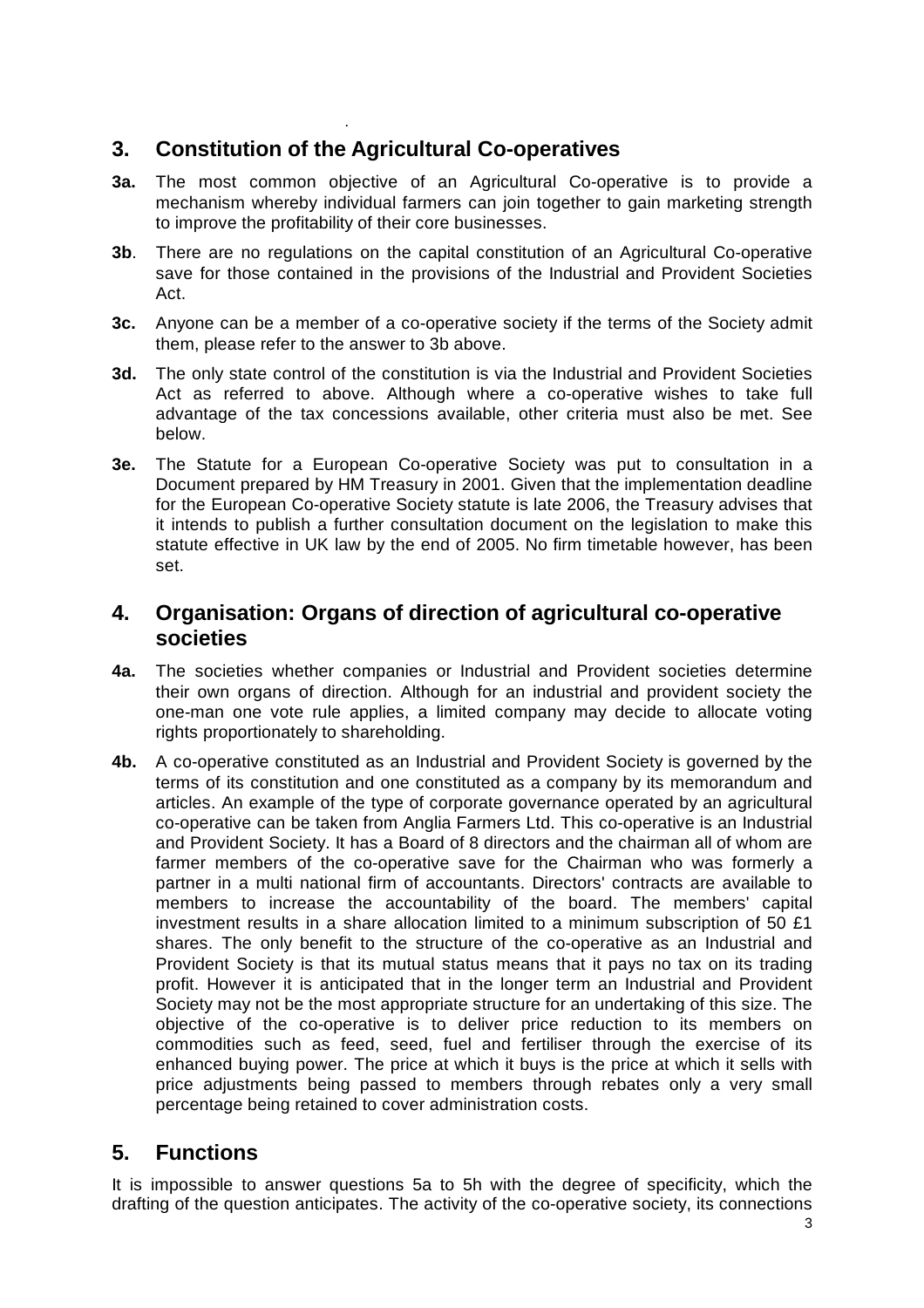## 3. Constitution of the Agricultural Co-operatives

**3a.** The most common objective of an Agricultural Co-operative is to provide a mechanism whereby individual farmers can join together to gain marketing strength to improve the profitability of their core businesses.

**3b**. There are no regulations on the capital constitution of an Agricultural Co-operative save for those contained in the provisions of the Industrial and Provident Societies Act.

**3c.** Anyone can be a member of a co-operative society if the terms of the Society admit them, please refer to the answer to 3b above.

**3d.** The only state control of the constitution is via the Industrial and Provident Societies Act as referred to above. Although where a co-operative wishes to take full advantage of the tax concessions available, other criteria must also be met. See below.

**3e.** The Statute for a European Co-operative Society was put to consultation in a Document prepared by HM Treasury in 2001. Given that the implementation deadline for the European Co-operative Society statute is late 2006, the Treasury advises that it intends to publish a further consultation document on the legislation to make this statute effective in UK law by the end of 2005. No firm timetable however, has been set.

## 4. Organisation: Organs of direction of agricultural co-operative societies

**4a.** The societies whether companies or Industrial and Provident societies determine their own organs of direction. Although for an industrial and provident society the one-man one vote rule applies, a limited company may decide to allocate voting rights proportionately to shareholding.

**4b.** A co-operative constituted as an Industrial and Provident Society is governed by the terms of its constitution and one constituted as a company by its memorandum and articles. An example of the type of corporate governance operated by an agricultural co-operative can be taken from Anglia Farmers Ltd. This co-operative is an Industrial and Provident Society. It has a Board of 8 directors and the chairman all of whom are farmer members of the co-operative save for the Chairman who was formerly a partner in a multi national firm of accountants. Directors' contracts are available to members to increase the accountability of the board. The members' capital investment results in a share allocation limited to a minimum subscription of 50 £1 shares. The only benefit to the structure of the co-operative as an Industrial and Provident Society is that its mutual status means that it pays no tax on its trading profit. However it is anticipated that in the longer term an Industrial and Provident Society may not be the most appropriate structure for an undertaking of this size. The objective of the co-operative is to deliver price reduction to its members on commodities such as feed, seed, fuel and fertiliser through the exercise of its enhanced buying power. The price at which it buys is the price at which it sells with price adjustments being passed to members through rebates only a very small percentage being retained to cover administration costs.

## 5. Functions

It is impossible to answer questions 5a to 5h with the degree of specificity, which the drafting of the question anticipates. The activity of the co-operative society, its connections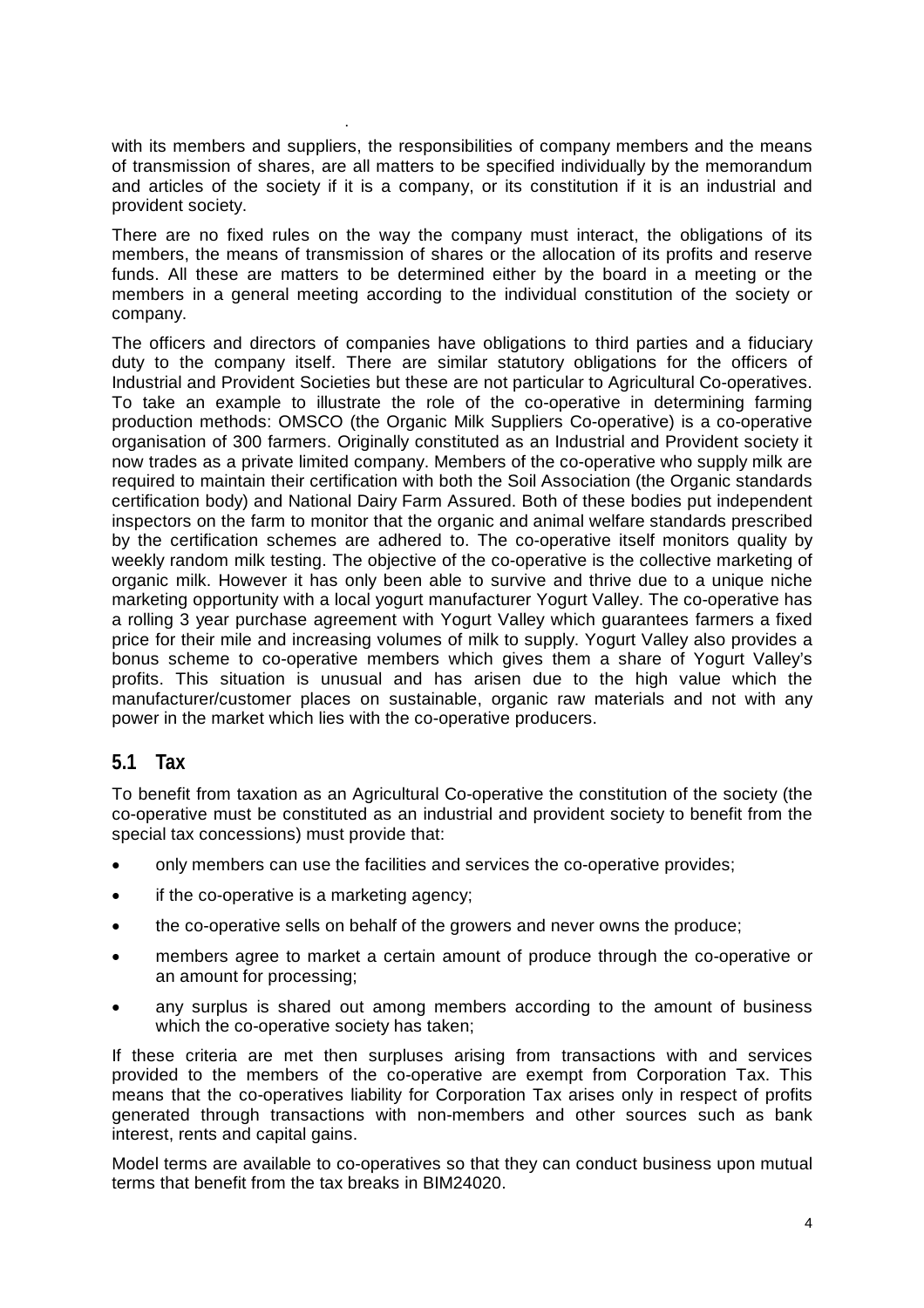with its members and suppliers, the responsibilities of company members and the means of transmission of shares, are all matters to be specified individually by the memorandum and articles of the society if it is a company, or its constitution if it is an industrial and provident society.

There are no fixed rules on the way the company must interact, the obligations of its members, the means of transmission of shares or the allocation of its profits and reserve funds. All these are matters to be determined either by the board in a meeting or the members in a general meeting according to the individual constitution of the society or company.

The officers and directors of companies have obligations to third parties and a fiduciary duty to the company itself. There are similar statutory obligations for the officers of Industrial and Provident Societies but these are not particular to Agricultural Co-operatives. To take an example to illustrate the role of the co-operative in determining farming production methods: OMSCO (the Organic Milk Suppliers Co-operative) is a co-operative organisation of 300 farmers. Originally constituted as an Industrial and Provident society it now trades as a private limited company. Members of the co-operative who supply milk are required to maintain their certification with both the Soil Association (the Organic standards certification body) and National Dairy Farm Assured. Both of these bodies put independent inspectors on the farm to monitor that the organic and animal welfare standards prescribed by the certification schemes are adhered to. The co-operative itself monitors quality by weekly random milk testing. The objective of the co-operative is the collective marketing of organic milk. However it has only been able to survive and thrive due to a unique niche marketing opportunity with a local yogurt manufacturer Yogurt Valley. The co-operative has a rolling 3 year purchase agreement with Yogurt Valley which guarantees farmers a fixed price for their mile and increasing volumes of milk to supply. Yogurt Valley also provides a bonus scheme to co-operative members which gives them a share of Yogurt Valley's profits. This situation is unusual and has arisen due to the high value which the manufacturer/customer places on sustainable, organic raw materials and not with any power in the market which lies with the co-operative producers.

## 5.1 Tax

To benefit from taxation as an Agricultural Co-operative the constitution of the society (the co-operative must be constituted as an industrial and provident society to benefit from the special tax concessions) must provide that:

- only members can use the facilities and services the co-operative provides;
- if the co-operative is a marketing agency;
- the co-operative sells on behalf of the growers and never owns the produce;
- members agree to market a certain amount of produce through the co-operative or an amount for processing;
- any surplus is shared out among members according to the amount of business which the co-operative society has taken;

If these criteria are met then surpluses arising from transactions with and services provided to the members of the co-operative are exempt from Corporation Tax. This means that the co-operatives liability for Corporation Tax arises only in respect of profits generated through transactions with non-members and other sources such as bank interest, rents and capital gains.

Model terms are available to co-operatives so that they can conduct business upon mutual terms that benefit from the tax breaks in BIM24020.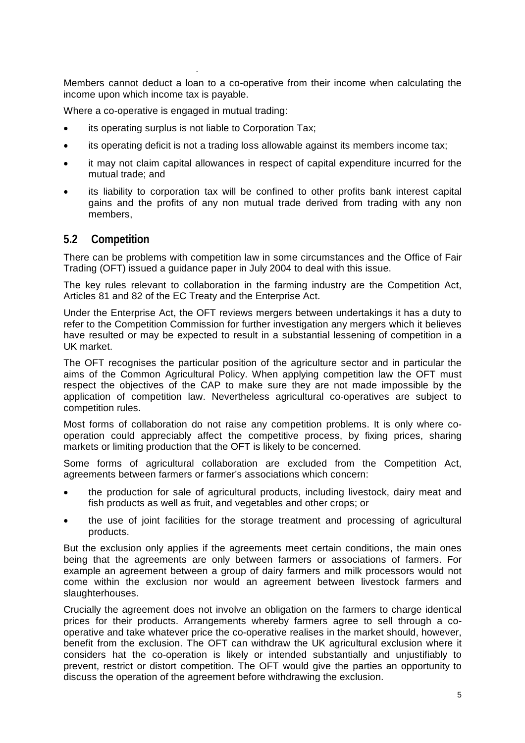Members cannot deduct a loan to a co-operative from their income when calculating the income upon which income tax is payable.

Where a co-operative is engaged in mutual trading:

- its operating surplus is not liable to Corporation Tax;
- its operating deficit is not a trading loss allowable against its members income tax;
- it may not claim capital allowances in respect of capital expenditure incurred for the mutual trade; and
- its liability to corporation tax will be confined to other profits bank interest capital gains and the profits of any non mutual trade derived from trading with any non members,

## 5.2 Competition

There can be problems with competition law in some circumstances and the Office of Fair Trading (OFT) issued a guidance paper in July 2004 to deal with this issue.

The key rules relevant to collaboration in the farming industry are the Competition Act, Articles 81 and 82 of the EC Treaty and the Enterprise Act.

Under the Enterprise Act, the OFT reviews mergers between undertakings it has a duty to refer to the Competition Commission for further investigation any mergers which it believes have resulted or may be expected to result in a substantial lessening of competition in a UK market.

The OFT recognises the particular position of the agriculture sector and in particular the aims of the Common Agricultural Policy. When applying competition law the OFT must respect the objectives of the CAP to make sure they are not made impossible by the application of competition law. Nevertheless agricultural co-operatives are subject to competition rules.

Most forms of collaboration do not raise any competition problems. It is only where co-operation could appreciably affect the competitive process, by fixing prices, sharing markets or limiting production that the OFT is likely to be concerned.

Some forms of agricultural collaboration are excluded from the Competition Act, agreements between farmers or farmer's associations which concern:

- the production for sale of agricultural products, including livestock, dairy meat and fish products as well as fruit, and vegetables and other crops; or
- the use of joint facilities for the storage treatment and processing of agricultural products.

But the exclusion only applies if the agreements meet certain conditions, the main ones being that the agreements are only between farmers or associations of farmers. For example an agreement between a group of dairy farmers and milk processors would not come within the exclusion nor would an agreement between livestock farmers and slaughterhouses.

Crucially the agreement does not involve an obligation on the farmers to charge identical prices for their products. Arrangements whereby farmers agree to sell through a co-operative and take whatever price the co-operative realises in the market should, however, benefit from the exclusion. The OFT can withdraw the UK agricultural exclusion where it considers hat the co-operation is likely or intended substantially and unjustifiably to prevent, restrict or distort competition. The OFT would give the parties an opportunity to discuss the operation of the agreement before withdrawing the exclusion.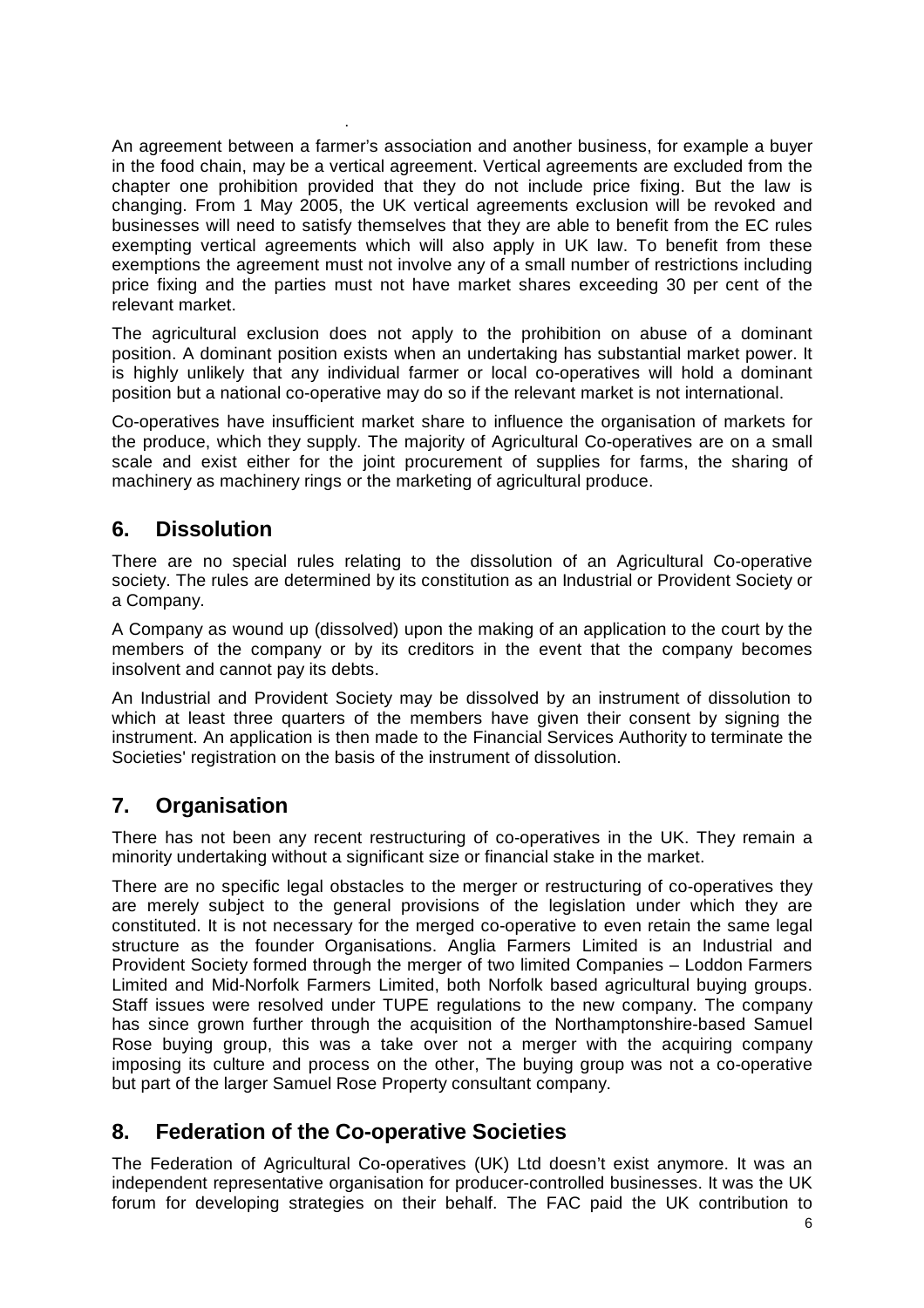An agreement between a farmer's association and another business, for example a buyer in the food chain, may be a vertical agreement. Vertical agreements are excluded from the chapter one prohibition provided that they do not include price fixing. But the law is changing. From 1 May 2005, the UK vertical agreements exclusion will be revoked and businesses will need to satisfy themselves that they are able to benefit from the EC rules exempting vertical agreements which will also apply in UK law. To benefit from these exemptions the agreement must not involve any of a small number of restrictions including price fixing and the parties must not have market shares exceeding 30 per cent of the relevant market.

The agricultural exclusion does not apply to the prohibition on abuse of a dominant position. A dominant position exists when an undertaking has substantial market power. It is highly unlikely that any individual farmer or local co-operatives will hold a dominant position but a national co-operative may do so if the relevant market is not international.

Co-operatives have insufficient market share to influence the organisation of markets for the produce, which they supply. The majority of Agricultural Co-operatives are on a small scale and exist either for the joint procurement of supplies for farms, the sharing of machinery as machinery rings or the marketing of agricultural produce.

## 6. Dissolution

There are no special rules relating to the dissolution of an Agricultural Co-operative society. The rules are determined by its constitution as an Industrial or Provident Society or a Company.

A Company as wound up (dissolved) upon the making of an application to the court by the members of the company or by its creditors in the event that the company becomes insolvent and cannot pay its debts.

An Industrial and Provident Society may be dissolved by an instrument of dissolution to which at least three quarters of the members have given their consent by signing the instrument. An application is then made to the Financial Services Authority to terminate the Societies' registration on the basis of the instrument of dissolution.

## 7. Organisation

There has not been any recent restructuring of co-operatives in the UK. They remain a minority undertaking without a significant size or financial stake in the market.

There are no specific legal obstacles to the merger or restructuring of co-operatives they are merely subject to the general provisions of the legislation under which they are constituted. It is not necessary for the merged co-operative to even retain the same legal structure as the founder Organisations. Anglia Farmers Limited is an Industrial and Provident Society formed through the merger of two limited Companies – Loddon Farmers Limited and Mid-Norfolk Farmers Limited, both Norfolk based agricultural buying groups. Staff issues were resolved under TUPE regulations to the new company. The company has since grown further through the acquisition of the Northamptonshire-based Samuel Rose buying group, this was a take over not a merger with the acquiring company imposing its culture and process on the other, The buying group was not a co-operative but part of the larger Samuel Rose Property consultant company.

## 8. Federation of the Co-operative Societies

The Federation of Agricultural Co-operatives (UK) Ltd doesn't exist anymore. It was an independent representative organisation for producer-controlled businesses. It was the UK forum for developing strategies on their behalf. The FAC paid the UK contribution to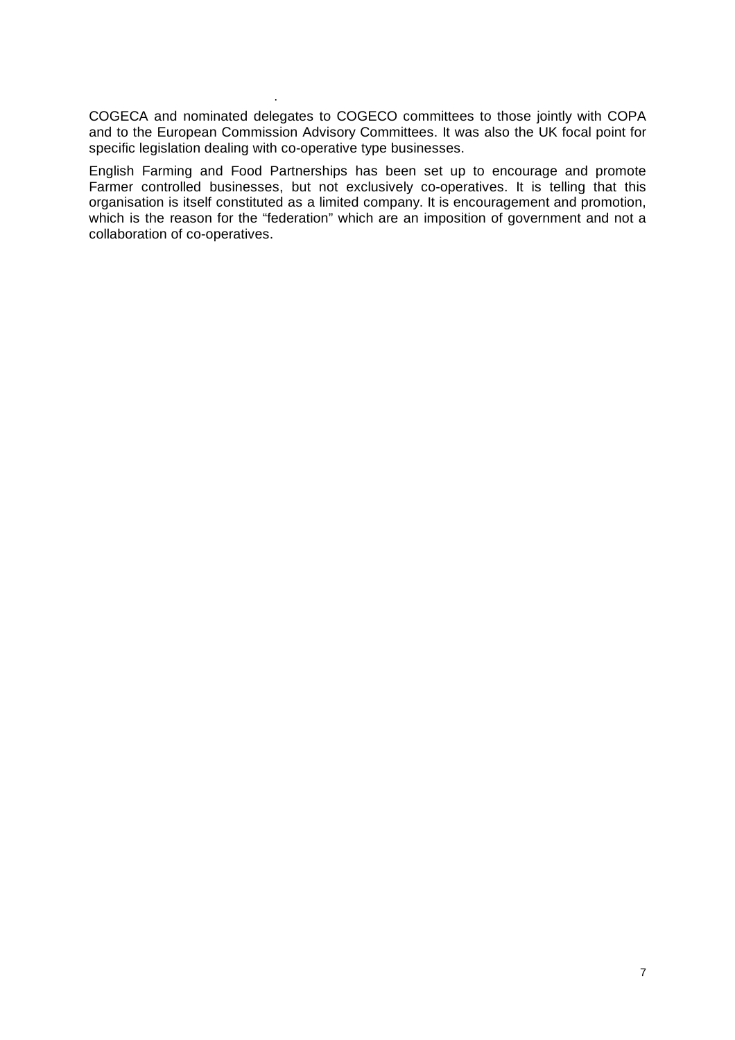COGECA and nominated delegates to COGECO committees to those jointly with COPA and to the European Commission Advisory Committees. It was also the UK focal point for specific legislation dealing with co-operative type businesses.

English Farming and Food Partnerships has been set up to encourage and promote Farmer controlled businesses, but not exclusively co-operatives. It is telling that this organisation is itself constituted as a limited company. It is encouragement and promotion, which is the reason for the "federation" which are an imposition of government and not a collaboration of co-operatives.